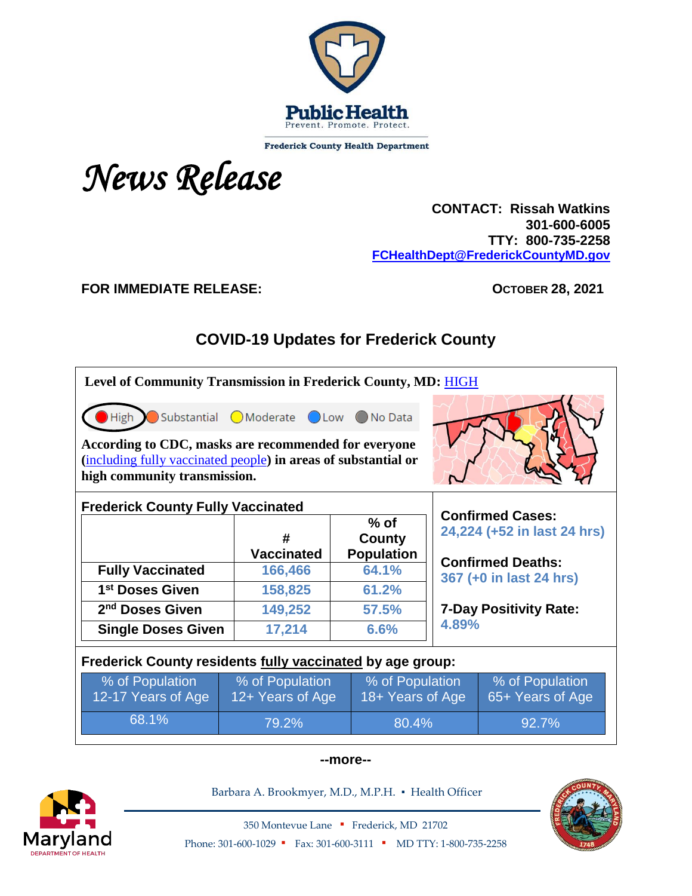**Public Health**
Prevent. Promote. Protect.

**Frederick County Health Department**

# *News Release*

**CONTACT: Rissah Watkins**
**301-600-6005**
**TTY: 800-735-2258**
**FCHealthDept@FrederickCountyMD.gov**

**FOR IMMEDIATE RELEASE:** **OCTOBER 28, 2021**

## COVID-19 Updates for Frederick County

**Level of Community Transmission in Frederick County, MD:** HIGH

High | Substantial | Moderate | Low | No Data

**According to CDC, masks are recommended for everyone (**including fully vaccinated people**) in areas of substantial or high community transmission.**

**Frederick County Fully Vaccinated**

| | # Vaccinated | % of County Population |
|---|---|---|
| **Fully Vaccinated** | 166,466 | 64.1% |
| **1st Doses Given** | 158,825 | 61.2% |
| **2nd Doses Given** | 149,252 | 57.5% |
| **Single Doses Given** | 17,214 | 6.6% |

**Confirmed Cases:**
**24,224 (+52 in last 24 hrs)**

**Confirmed Deaths:**
**367 (+0 in last 24 hrs)**

**7-Day Positivity Rate:**
**4.89%**

**Frederick County residents fully vaccinated by age group:**

| % of Population 12-17 Years of Age | % of Population 12+ Years of Age | % of Population 18+ Years of Age | % of Population 65+ Years of Age |
|---|---|---|---|
| 68.1% | 79.2% | 80.4% | 92.7% |

**--more--**

Barbara A. Brookmyer, M.D., M.P.H. ▪ Health Officer

350 Montevue Lane ▪ Frederick, MD 21702
Phone: 301-600-1029 ▪ Fax: 301-600-3111 ▪ MD TTY: 1-800-735-2258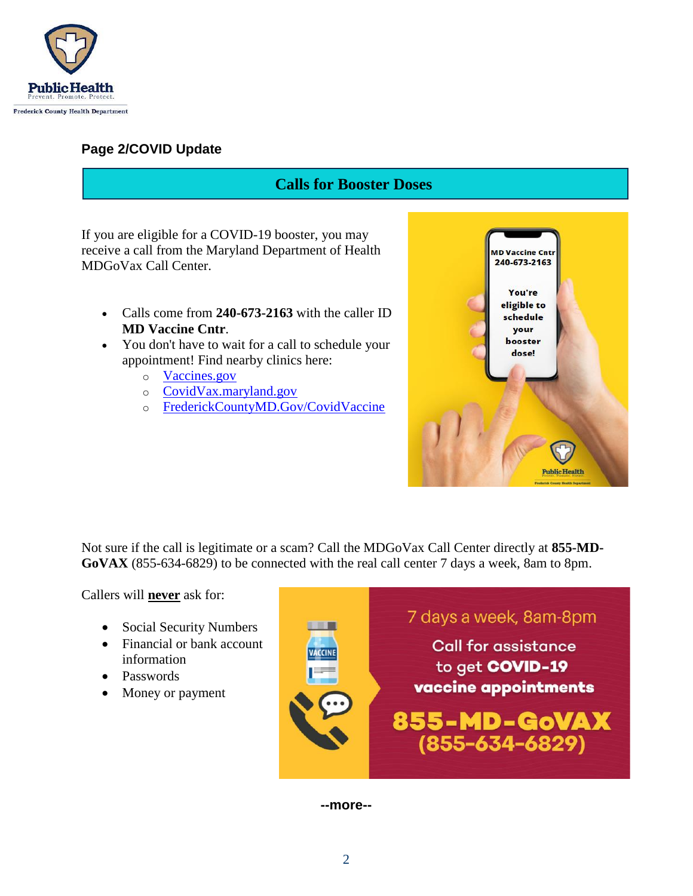**Page 2/COVID Update**

## Calls for Booster Doses

If you are eligible for a COVID-19 booster, you may receive a call from the Maryland Department of Health MDGoVax Call Center.

- Calls come from **240-673-2163** with the caller ID **MD Vaccine Cntr**.
- You don't have to wait for a call to schedule your appointment! Find nearby clinics here:
  - Vaccines.gov
  - CovidVax.maryland.gov
  - FrederickCountyMD.Gov/CovidVaccine

Not sure if the call is legitimate or a scam? Call the MDGoVax Call Center directly at **855-MD-GoVAX** (855-634-6829) to be connected with the real call center 7 days a week, 8am to 8pm.

Callers will **never** ask for:

- Social Security Numbers
- Financial or bank account information
- Passwords
- Money or payment

--more--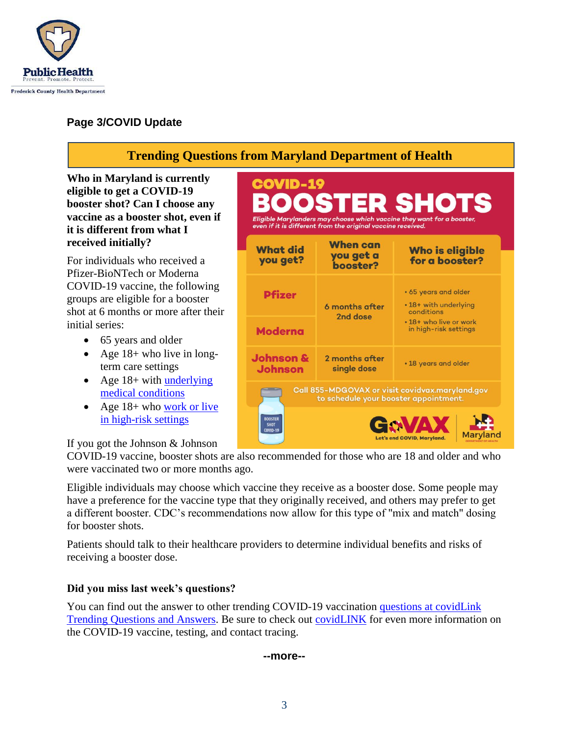**Page 3/COVID Update**

## Trending Questions from Maryland Department of Health

**Who in Maryland is currently eligible to get a COVID-19 booster shot? Can I choose any vaccine as a booster shot, even if it is different from what I received initially?**

For individuals who received a Pfizer-BioNTech or Moderna COVID-19 vaccine, the following groups are eligible for a booster shot at 6 months or more after their initial series:

- 65 years and older
- Age 18+ who live in long-term care settings
- Age 18+ with underlying medical conditions
- Age 18+ who work or live in high-risk settings

**COVID-19 BOOSTER SHOTS**

*Eligible Marylanders may choose which vaccine they want for a booster, even if it is different from the original vaccine received.*

| What did you get? | When can you get a booster? | Who is eligible for a booster? |
| --- | --- | --- |
| Pfizer | 6 months after 2nd dose | • 65 years and older<br>• 18+ with underlying conditions<br>• 18+ who live or work in high-risk settings |
| Moderna | 6 months after 2nd dose | • 65 years and older<br>• 18+ with underlying conditions<br>• 18+ who live or work in high-risk settings |
| Johnson & Johnson | 2 months after single dose | • 18 years and older |

Call 855-MDGOVAX or visit covidvax.maryland.gov to schedule your booster appointment.

GoVAX Let's end COVID, Maryland. Maryland Department of Health

If you got the Johnson & Johnson COVID-19 vaccine, booster shots are also recommended for those who are 18 and older and who were vaccinated two or more months ago.

Eligible individuals may choose which vaccine they receive as a booster dose. Some people may have a preference for the vaccine type that they originally received, and others may prefer to get a different booster. CDC's recommendations now allow for this type of "mix and match" dosing for booster shots.

Patients should talk to their healthcare providers to determine individual benefits and risks of receiving a booster dose.

**Did you miss last week's questions?**

You can find out the answer to other trending COVID-19 vaccination questions at covidLink Trending Questions and Answers. Be sure to check out covidLINK for even more information on the COVID-19 vaccine, testing, and contact tracing.

**--more--**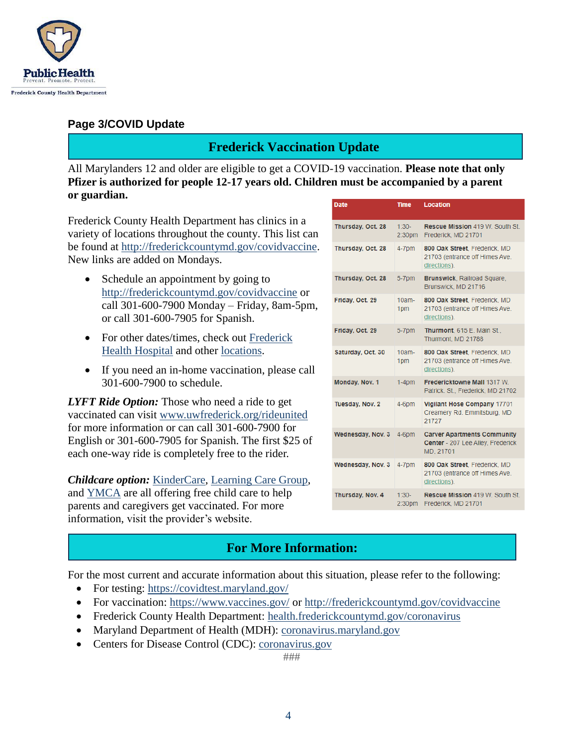Public Health
Prevent. Promote. Protect.
Frederick County Health Department

**Page 3/COVID Update**

## Frederick Vaccination Update

All Marylanders 12 and older are eligible to get a COVID-19 vaccination. **Please note that only Pfizer is authorized for people 12-17 years old. Children must be accompanied by a parent or guardian.**

Frederick County Health Department has clinics in a variety of locations throughout the county. This list can be found at http://frederickcountymd.gov/covidvaccine. New links are added on Mondays.

- Schedule an appointment by going to http://frederickcountymd.gov/covidvaccine or call 301-600-7900 Monday – Friday, 8am-5pm, or call 301-600-7905 for Spanish.
- For other dates/times, check out Frederick Health Hospital and other locations.
- If you need an in-home vaccination, please call 301-600-7900 to schedule.

***LYFT Ride Option:*** Those who need a ride to get vaccinated can visit www.uwfrederick.org/rideunited for more information or can call 301-600-7900 for English or 301-600-7905 for Spanish. The first $25 of each one-way ride is completely free to the rider.

***Childcare option:*** KinderCare, Learning Care Group, and YMCA are all offering free child care to help parents and caregivers get vaccinated. For more information, visit the provider's website.

| Date | Time | Location |
|---|---|---|
| Thursday, Oct. 28 | 1:30-2:30pm | **Rescue Mission** 419 W. South St. Frederick, MD 21701 |
| Thursday, Oct. 28 | 4-7pm | **800 Oak Street**, Frederick, MD 21703 (entrance off Himes Ave. directions). |
| Thursday, Oct. 28 | 5-7pm | **Brunswick**, Railroad Square, Brunswick, MD 21716 |
| Friday, Oct. 29 | 10am-1pm | **800 Oak Street**, Frederick, MD 21703 (entrance off Himes Ave. directions). |
| Friday, Oct. 29 | 5-7pm | **Thurmont**, 615 E. Main St., Thurmont, MD 21788 |
| Saturday, Oct. 30 | 10am-1pm | **800 Oak Street**, Frederick, MD 21703 (entrance off Himes Ave. directions). |
| Monday, Nov. 1 | 1-4pm | **Fredericktowne Mall** 1317 W. Patrick. St., Frederick, MD 21702 |
| Tuesday, Nov. 2 | 4-6pm | **Vigilant Hose Company** 17701 Creamery Rd. Emmitsburg, MD 21727 |
| Wednesday, Nov. 3 | 4-6pm | **Carver Apartments Community Center** - 207 Lee Alley, Frederick MD, 21701 |
| Wednesday, Nov. 3 | 4-7pm | **800 Oak Street**, Frederick, MD 21703 (entrance off Himes Ave. directions). |
| Thursday, Nov. 4 | 1:30-2:30pm | **Rescue Mission** 419 W. South St. Frederick, MD 21701 |

## For More Information:

For the most current and accurate information about this situation, please refer to the following:

- For testing: https://covidtest.maryland.gov/
- For vaccination: https://www.vaccines.gov/ or http://frederickcountymd.gov/covidvaccine
- Frederick County Health Department: health.frederickcountymd.gov/coronavirus
- Maryland Department of Health (MDH): coronavirus.maryland.gov
- Centers for Disease Control (CDC): coronavirus.gov

###